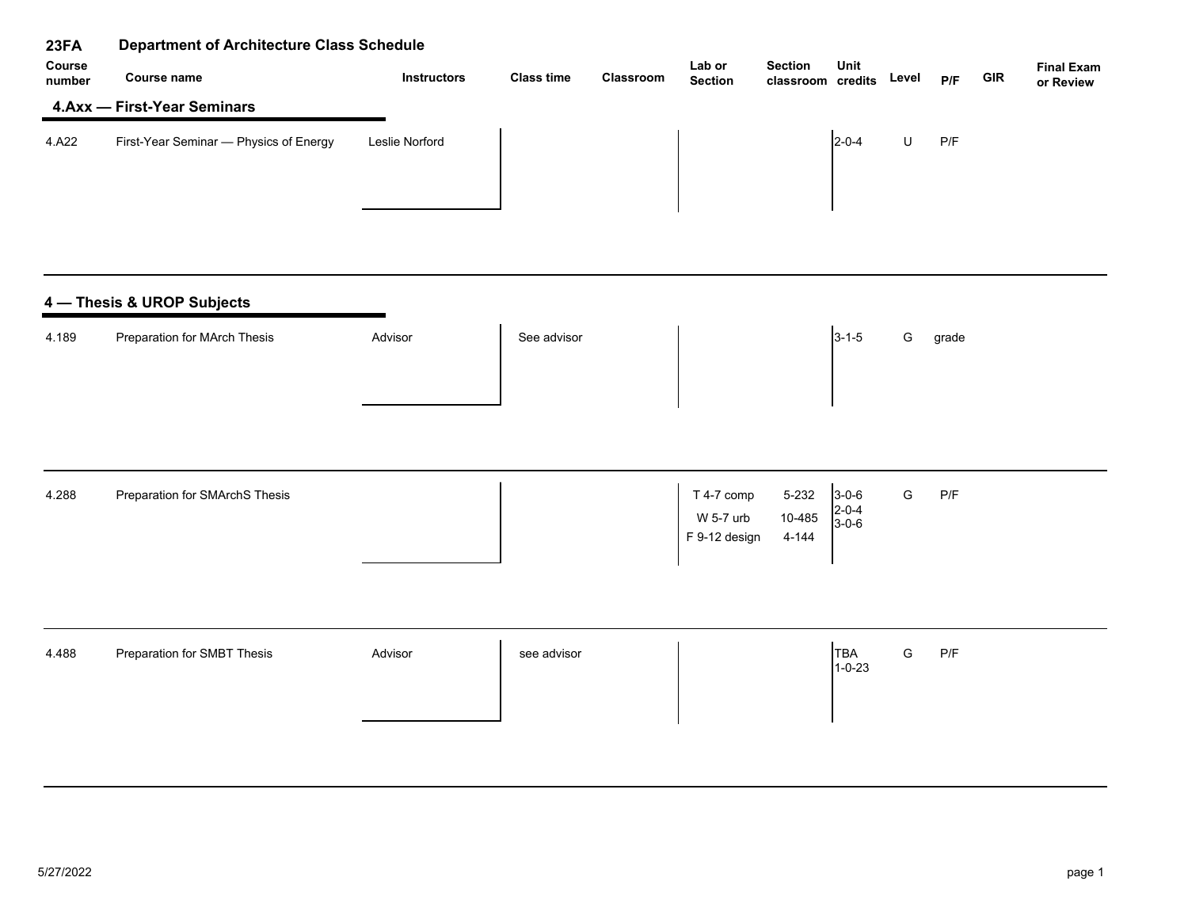# 23FA Department of Architecture Class Schedule

| Course number | Course name | Instructors | Class time | Classroom | Lab or Section | Section classroom | Unit credits | Level | P/F | GIR | Final Exam or Review |
|---|---|---|---|---|---|---|---|---|---|---|---|
| **4.Axx — First-Year Seminars** | | | | | | | | | | | |
| 4.A22 | First-Year Seminar — Physics of Energy | Leslie Norford | | | | | 2-0-4 | U | P/F | | |
| **4 — Thesis & UROP Subjects** | | | | | | | | | | | |
| 4.189 | Preparation for MArch Thesis | Advisor | See advisor | | | | 3-1-5 | G | grade | | |
| 4.288 | Preparation for SMArchS Thesis | | | | T 4-7 comp<br>W 5-7 urb<br>F 9-12 design | 5-232<br>10-485<br>4-144 | 3-0-6<br>2-0-4<br>3-0-6 | G | P/F | | |
| 4.488 | Preparation for SMBT Thesis | Advisor | see advisor | | | | TBA<br>1-0-23 | G | P/F | | |

5/27/2022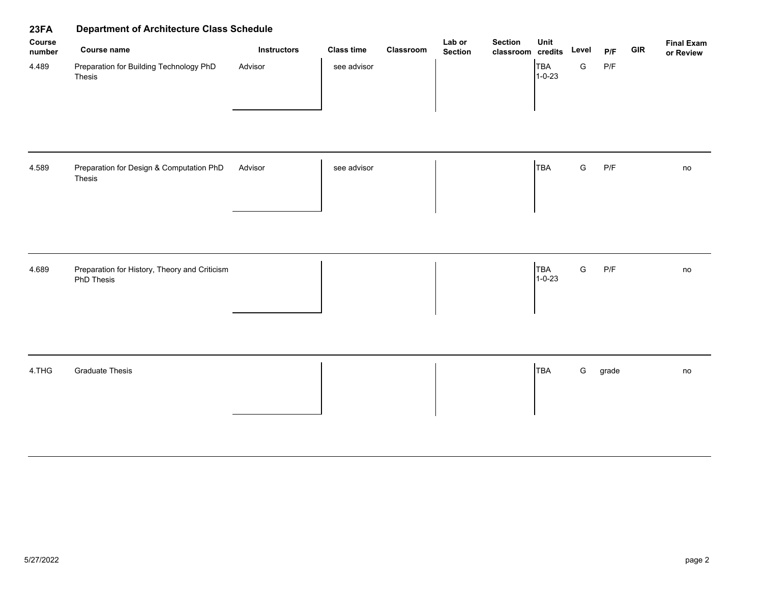## 23FA Department of Architecture Class Schedule

| Course number | Course name | Instructors | Class time | Classroom | Lab or Section | Section classroom | Unit credits | Level | P/F | GIR | Final Exam or Review |
|---|---|---|---|---|---|---|---|---|---|---|---|
| 4.489 | Preparation for Building Technology PhD Thesis | Advisor | see advisor | | | | TBA 1-0-23 | G | P/F | | |
| 4.589 | Preparation for Design & Computation PhD Thesis | Advisor | see advisor | | | | TBA | G | P/F | | no |
| 4.689 | Preparation for History, Theory and Criticism PhD Thesis | | | | | | TBA 1-0-23 | G | P/F | | no |
| 4.THG | Graduate Thesis | | | | | | TBA | G | grade | | no |

5/27/2022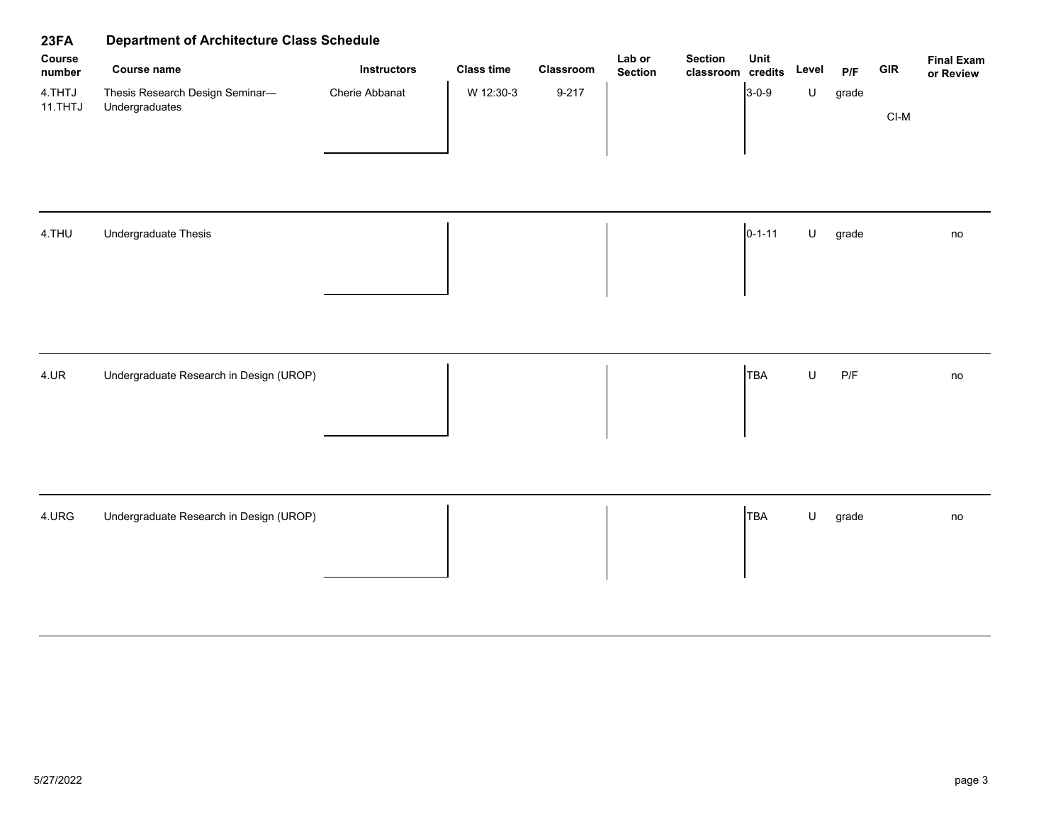## 23FA Department of Architecture Class Schedule

| Course number | Course name | Instructors | Class time | Classroom | Lab or Section | Section classroom | Unit credits | Level | P/F | GIR | Final Exam or Review |
|---|---|---|---|---|---|---|---|---|---|---|---|
| 4.THTJ 11.THTJ | Thesis Research Design Seminar—Undergraduates | Cherie Abbanat | W 12:30-3 | 9-217 | | | 3-0-9 | U | grade | CI-M | |
| 4.THU | Undergraduate Thesis | | | | | | 0-1-11 | U | grade | | no |
| 4.UR | Undergraduate Research in Design (UROP) | | | | | | TBA | U | P/F | | no |
| 4.URG | Undergraduate Research in Design (UROP) | | | | | | TBA | U | grade | | no |

5/27/2022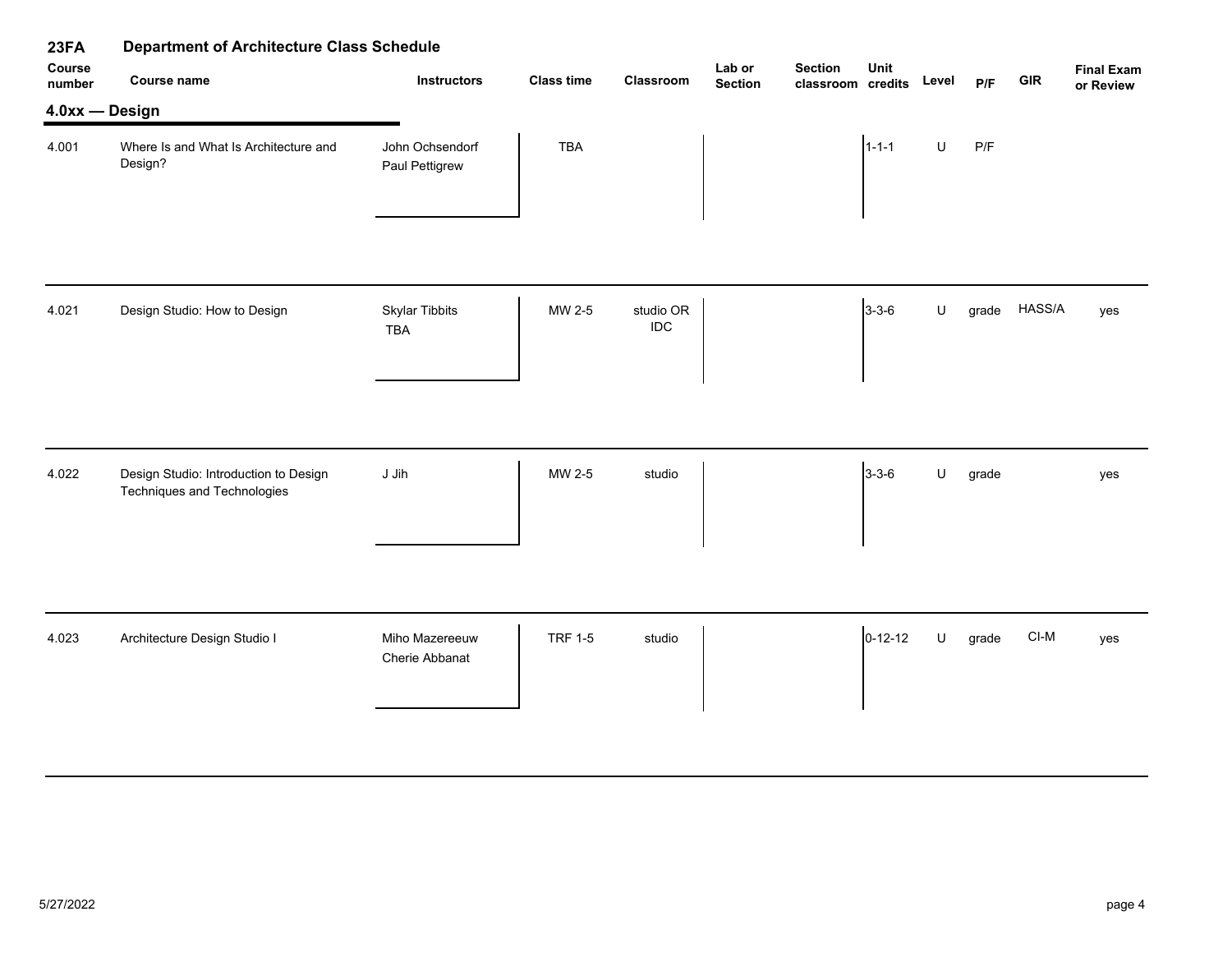## 23FA Department of Architecture Class Schedule

### 4.0xx — Design

| Course number | Course name | Instructors | Class time | Classroom | Lab or Section | Section classroom | Unit credits | Level | P/F | GIR | Final Exam or Review |
|---|---|---|---|---|---|---|---|---|---|---|---|
| 4.001 | Where Is and What Is Architecture and Design? | John Ochsendorf<br>Paul Pettigrew | TBA | | | | 1-1-1 | U | P/F | | |
| 4.021 | Design Studio: How to Design | Skylar Tibbits<br>TBA | MW 2-5 | studio OR IDC | | | 3-3-6 | U | grade | HASS/A | yes |
| 4.022 | Design Studio: Introduction to Design Techniques and Technologies | J Jih | MW 2-5 | studio | | | 3-3-6 | U | grade | | yes |
| 4.023 | Architecture Design Studio I | Miho Mazereeuw<br>Cherie Abbanat | TRF 1-5 | studio | | | 0-12-12 | U | grade | CI-M | yes |

5/27/2022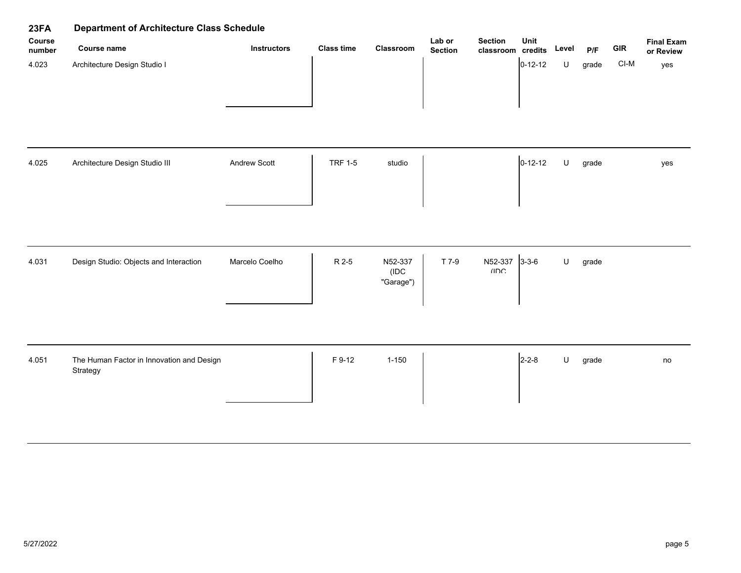## 23FA Department of Architecture Class Schedule

| Course number | Course name | Instructors | Class time | Classroom | Lab or Section | Section classroom | Unit credits | Level | P/F | GIR | Final Exam or Review |
|---|---|---|---|---|---|---|---|---|---|---|---|
| 4.023 | Architecture Design Studio I | | | | | | 0-12-12 | U | grade | CI-M | yes |
| 4.025 | Architecture Design Studio III | Andrew Scott | TRF 1-5 | studio | | | 0-12-12 | U | grade | | yes |
| 4.031 | Design Studio: Objects and Interaction | Marcelo Coelho | R 2-5 | N52-337 (IDC "Garage") | T 7-9 | N52-337 (IDC | 3-3-6 | U | grade | | |
| 4.051 | The Human Factor in Innovation and Design Strategy | | F 9-12 | 1-150 | | | 2-2-8 | U | grade | | no |

5/27/2022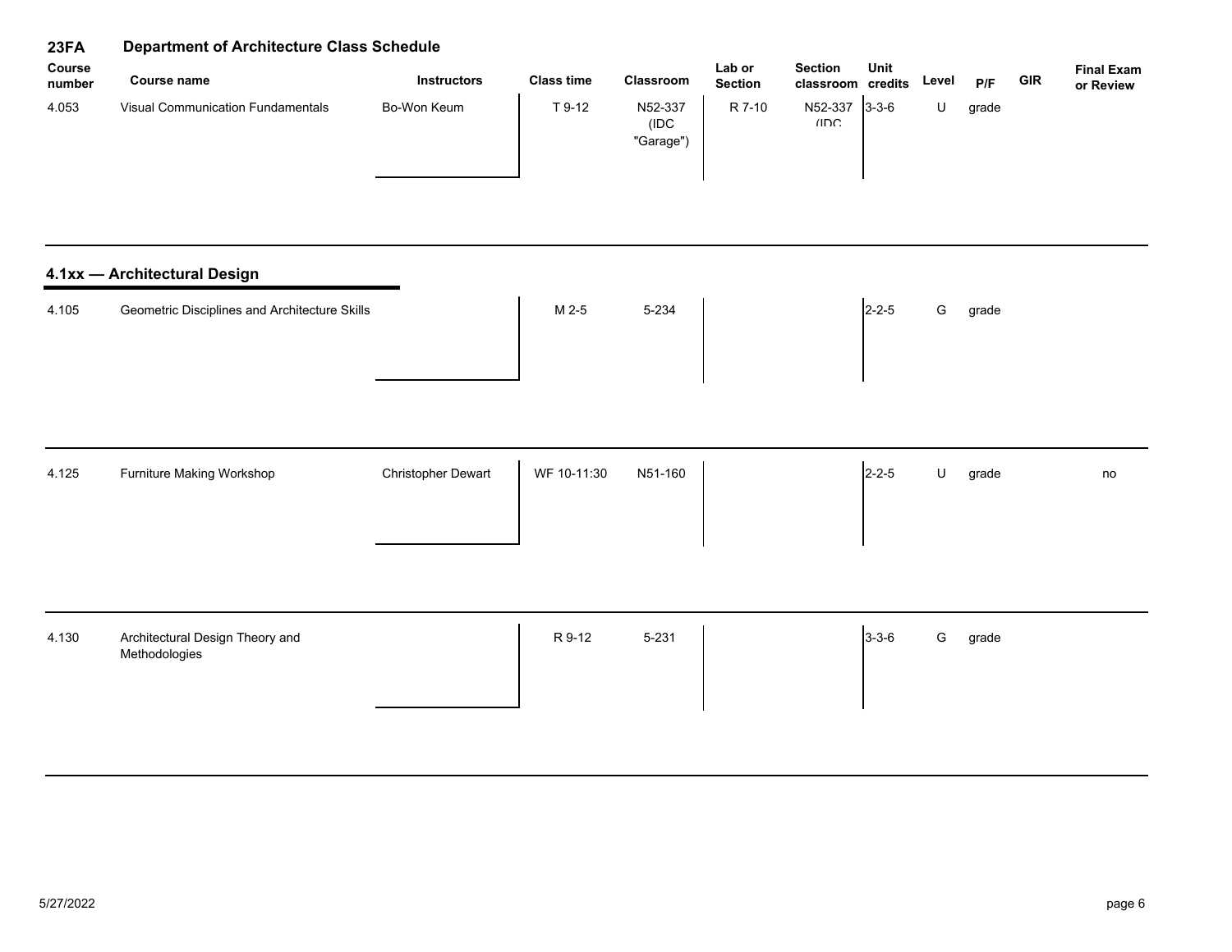## 23FA Department of Architecture Class Schedule

| Course number | Course name | Instructors | Class time | Classroom | Lab or Section | Section classroom | Unit credits | Level | P/F | GIR | Final Exam or Review |
|---|---|---|---|---|---|---|---|---|---|---|---|
| 4.053 | Visual Communication Fundamentals | Bo-Won Keum | T 9-12 | N52-337 (IDC "Garage") | R 7-10 | N52-337 (IDC | 3-3-6 | U | grade | | |

## 4.1xx — Architectural Design

| Course number | Course name | Instructors | Class time | Classroom | Lab or Section | Section classroom | Unit credits | Level | P/F | GIR | Final Exam or Review |
|---|---|---|---|---|---|---|---|---|---|---|---|
| 4.105 | Geometric Disciplines and Architecture Skills | | M 2-5 | 5-234 | | | 2-2-5 | G | grade | | |
| 4.125 | Furniture Making Workshop | Christopher Dewart | WF 10-11:30 | N51-160 | | | 2-2-5 | U | grade | | no |
| 4.130 | Architectural Design Theory and Methodologies | | R 9-12 | 5-231 | | | 3-3-6 | G | grade | | |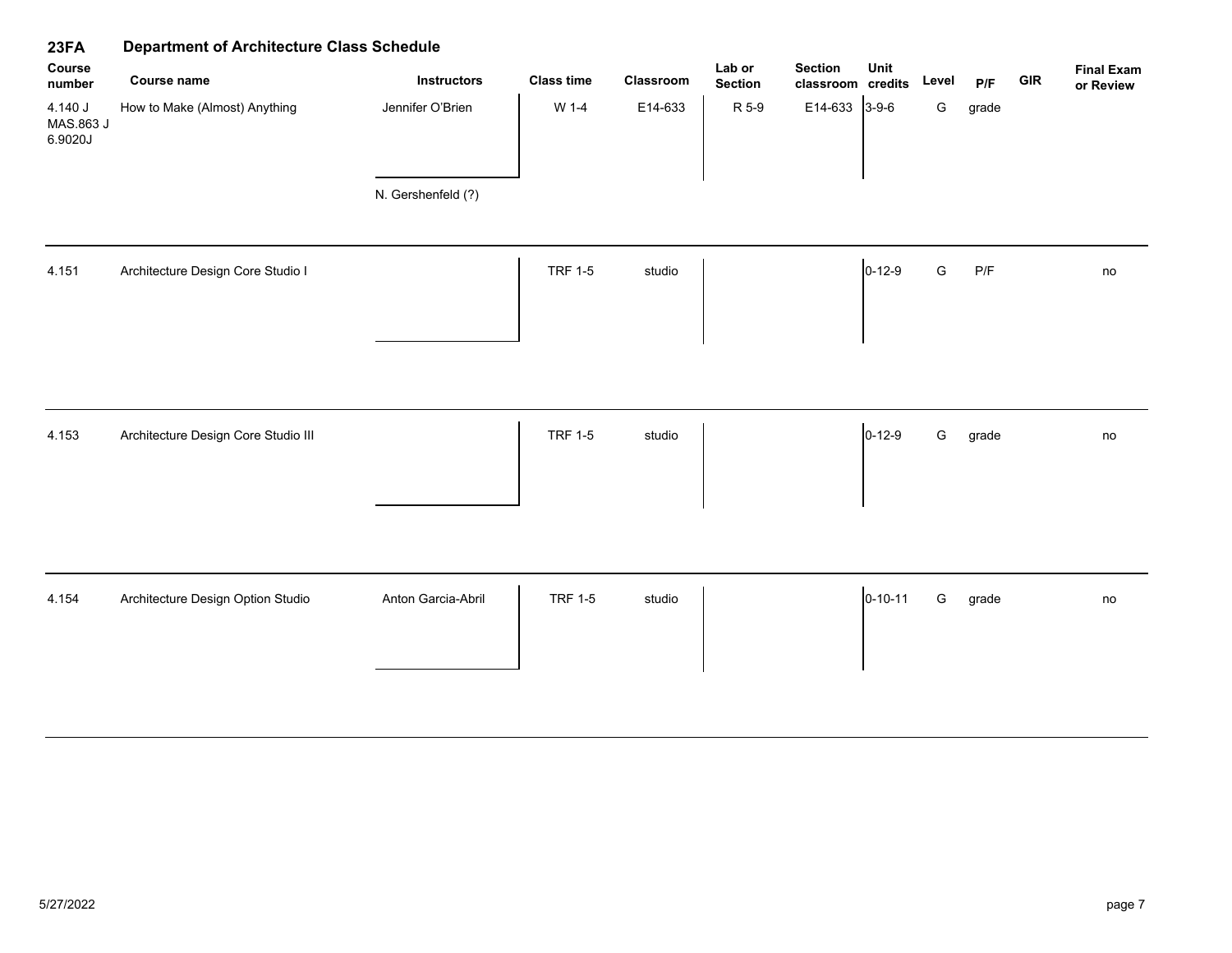## 23FA Department of Architecture Class Schedule

| Course number | Course name | Instructors | Class time | Classroom | Lab or Section | Section classroom | Unit credits | Level | P/F | GIR | Final Exam or Review |
|---|---|---|---|---|---|---|---|---|---|---|---|
| 4.140 J<br>MAS.863 J<br>6.9020J | How to Make (Almost) Anything | Jennifer O'Brien<br><br>N. Gershenfeld (?) | W 1-4 | E14-633 | R 5-9 | E14-633 | 3-9-6 | G | grade | | |
| 4.151 | Architecture Design Core Studio I | | TRF 1-5 | studio | | | 0-12-9 | G | P/F | | no |
| 4.153 | Architecture Design Core Studio III | | TRF 1-5 | studio | | | 0-12-9 | G | grade | | no |
| 4.154 | Architecture Design Option Studio | Anton Garcia-Abril | TRF 1-5 | studio | | | 0-10-11 | G | grade | | no |

5/27/2022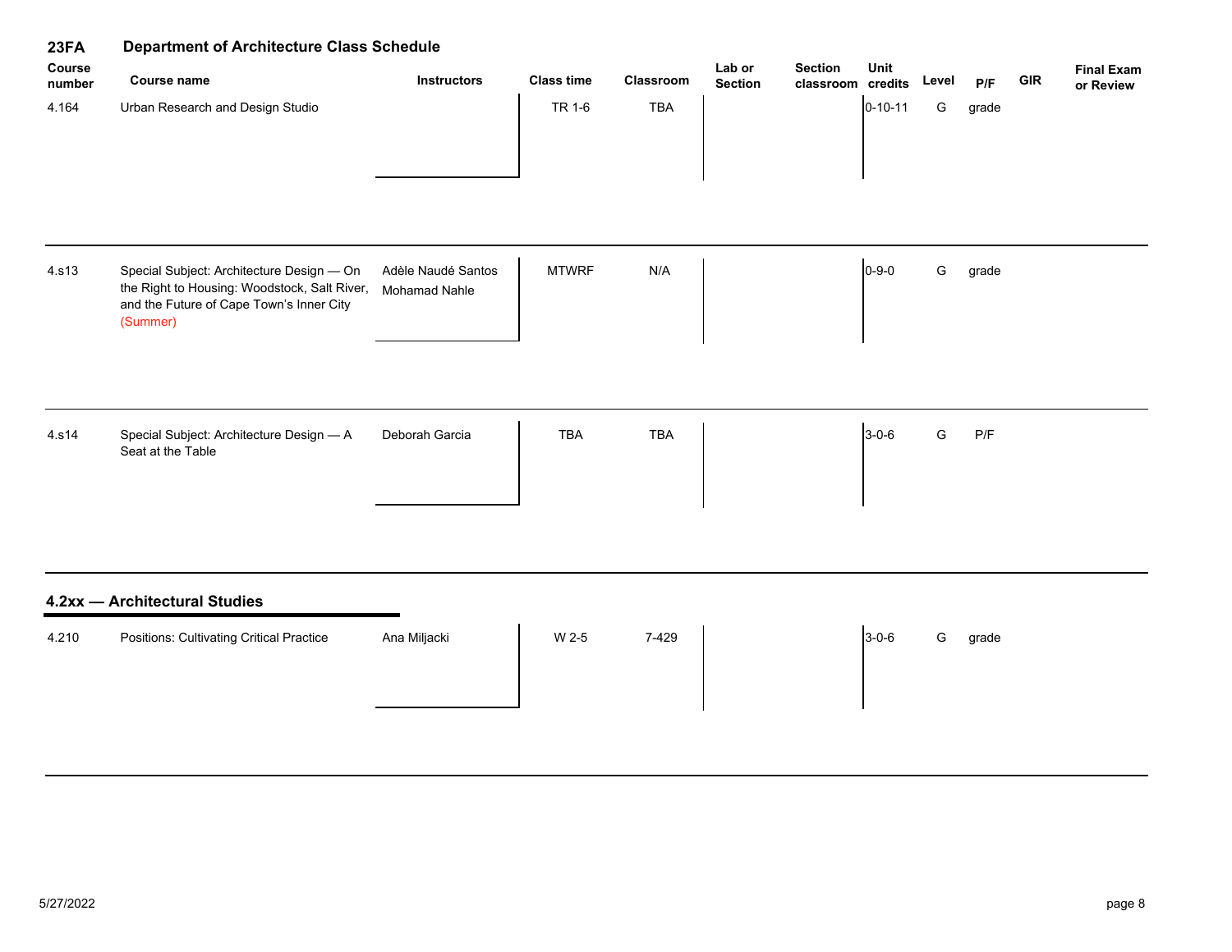## 23FA Department of Architecture Class Schedule

| Course number | Course name | Instructors | Class time | Classroom | Lab or Section | Section classroom | Unit credits | Level | P/F | GIR | Final Exam or Review |
|---|---|---|---|---|---|---|---|---|---|---|---|
| 4.164 | Urban Research and Design Studio | | TR 1-6 | TBA | | | 0-10-11 | G | grade | | |
| 4.s13 | Special Subject: Architecture Design — On the Right to Housing: Woodstock, Salt River, and the Future of Cape Town's Inner City (Summer) | Adèle Naudé Santos<br>Mohamad Nahle | MTWRF | N/A | | | 0-9-0 | G | grade | | |
| 4.s14 | Special Subject: Architecture Design — A Seat at the Table | Deborah Garcia | TBA | TBA | | | 3-0-6 | G | P/F | | |

### 4.2xx — Architectural Studies

| Course number | Course name | Instructors | Class time | Classroom | Lab or Section | Section classroom | Unit credits | Level | P/F | GIR | Final Exam or Review |
|---|---|---|---|---|---|---|---|---|---|---|---|
| 4.210 | Positions: Cultivating Critical Practice | Ana Miljacki | W 2-5 | 7-429 | | | 3-0-6 | G | grade | | |

5/27/2022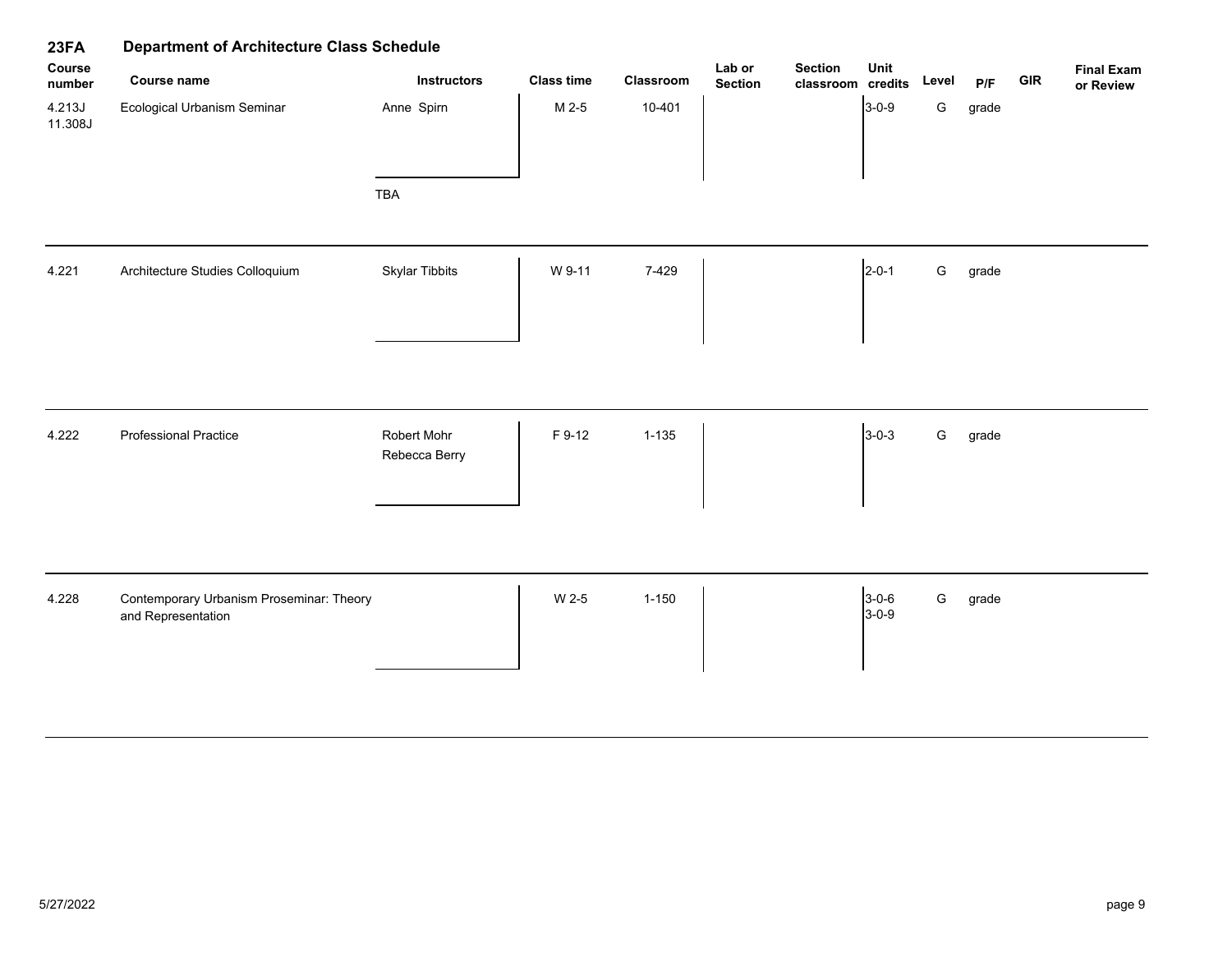## 23FA Department of Architecture Class Schedule

| Course number | Course name | Instructors | Class time | Classroom | Lab or Section | Section classroom | Unit credits | Level | P/F | GIR | Final Exam or Review |
|---|---|---|---|---|---|---|---|---|---|---|---|
| 4.213J 11.308J | Ecological Urbanism Seminar | Anne Spirn | M 2-5 | 10-401 | | | 3-0-9 | G | grade | | |
| | | TBA | | | | | | | | | |
| 4.221 | Architecture Studies Colloquium | Skylar Tibbits | W 9-11 | 7-429 | | | 2-0-1 | G | grade | | |
| 4.222 | Professional Practice | Robert Mohr, Rebecca Berry | F 9-12 | 1-135 | | | 3-0-3 | G | grade | | |
| 4.228 | Contemporary Urbanism Proseminar: Theory and Representation | | W 2-5 | 1-150 | | | 3-0-6 3-0-9 | G | grade | | |

5/27/2022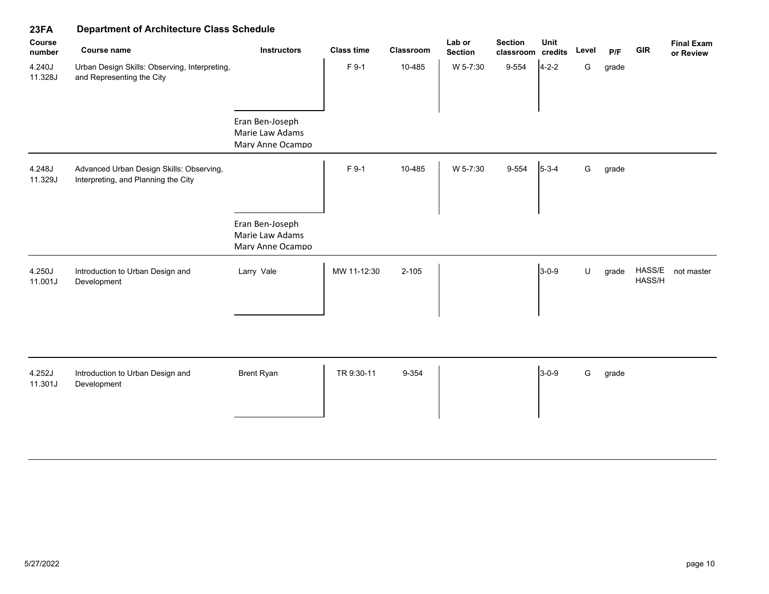# 23FA Department of Architecture Class Schedule

| Course number | Course name | Instructors | Class time | Classroom | Lab or Section | Section classroom | Unit credits | Level | P/F | GIR | Final Exam or Review |
|---|---|---|---|---|---|---|---|---|---|---|---|
| 4.240J<br>11.328J | Urban Design Skills: Observing, Interpreting, and Representing the City | Eran Ben-Joseph<br>Marie Law Adams<br>Mary Anne Ocampo | F 9-1 | 10-485 | W 5-7:30 | 9-554 | 4-2-2 | G | grade | | |
| 4.248J<br>11.329J | Advanced Urban Design Skills: Observing, Interpreting, and Planning the City | Eran Ben-Joseph<br>Marie Law Adams<br>Mary Anne Ocampo | F 9-1 | 10-485 | W 5-7:30 | 9-554 | 5-3-4 | G | grade | | |
| 4.250J<br>11.001J | Introduction to Urban Design and Development | Larry Vale | MW 11-12:30 | 2-105 | | | 3-0-9 | U | grade | HASS/E<br>HASS/H | not master |
| 4.252J<br>11.301J | Introduction to Urban Design and Development | Brent Ryan | TR 9:30-11 | 9-354 | | | 3-0-9 | G | grade | | |

5/27/2022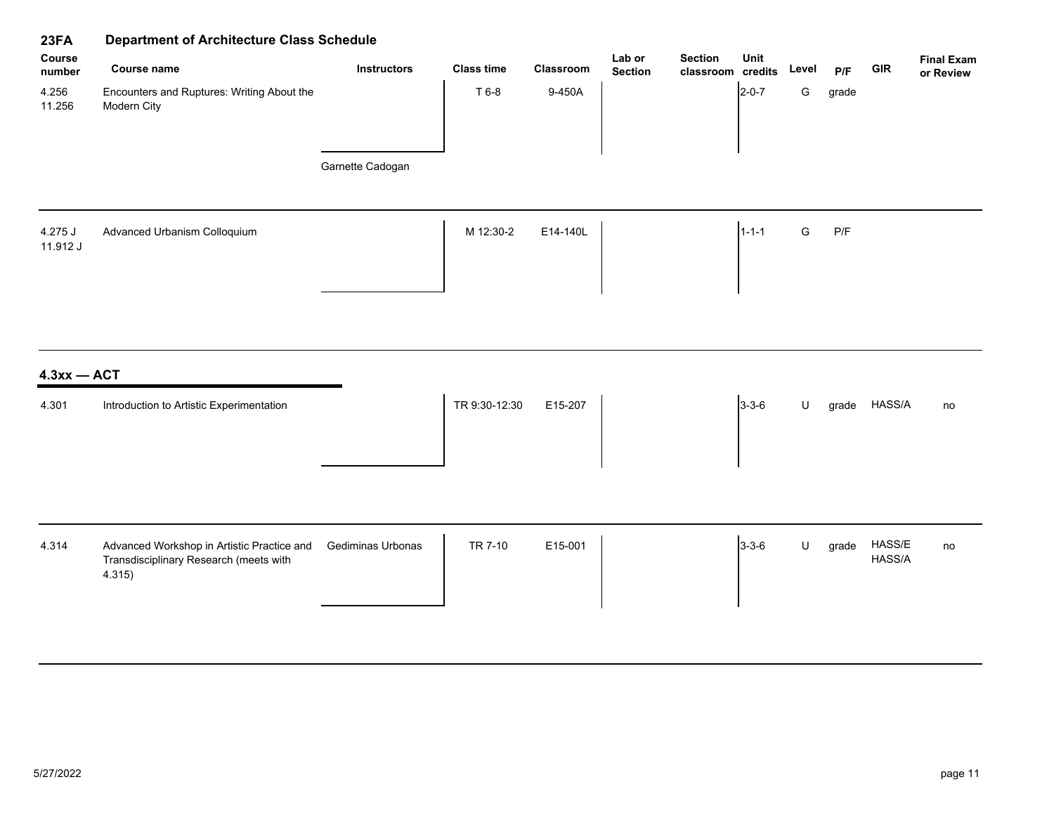## 23FA Department of Architecture Class Schedule

| Course number | Course name | Instructors | Class time | Classroom | Lab or Section | Section classroom | Unit credits | Level | P/F | GIR | Final Exam or Review |
|---|---|---|---|---|---|---|---|---|---|---|---|
| 4.256 11.256 | Encounters and Ruptures: Writing About the Modern City | Garnette Cadogan | T 6-8 | 9-450A | | | 2-0-7 | G | grade | | |
| 4.275 J 11.912 J | Advanced Urbanism Colloquium | | M 12:30-2 | E14-140L | | | 1-1-1 | G | P/F | | |

## 4.3xx — ACT

| Course number | Course name | Instructors | Class time | Classroom | Lab or Section | Section classroom | Unit credits | Level | P/F | GIR | Final Exam or Review |
|---|---|---|---|---|---|---|---|---|---|---|---|
| 4.301 | Introduction to Artistic Experimentation | | TR 9:30-12:30 | E15-207 | | | 3-3-6 | U | grade | HASS/A | no |
| 4.314 | Advanced Workshop in Artistic Practice and Transdisciplinary Research (meets with 4.315) | Gediminas Urbonas | TR 7-10 | E15-001 | | | 3-3-6 | U | grade | HASS/E HASS/A | no |

5/27/2022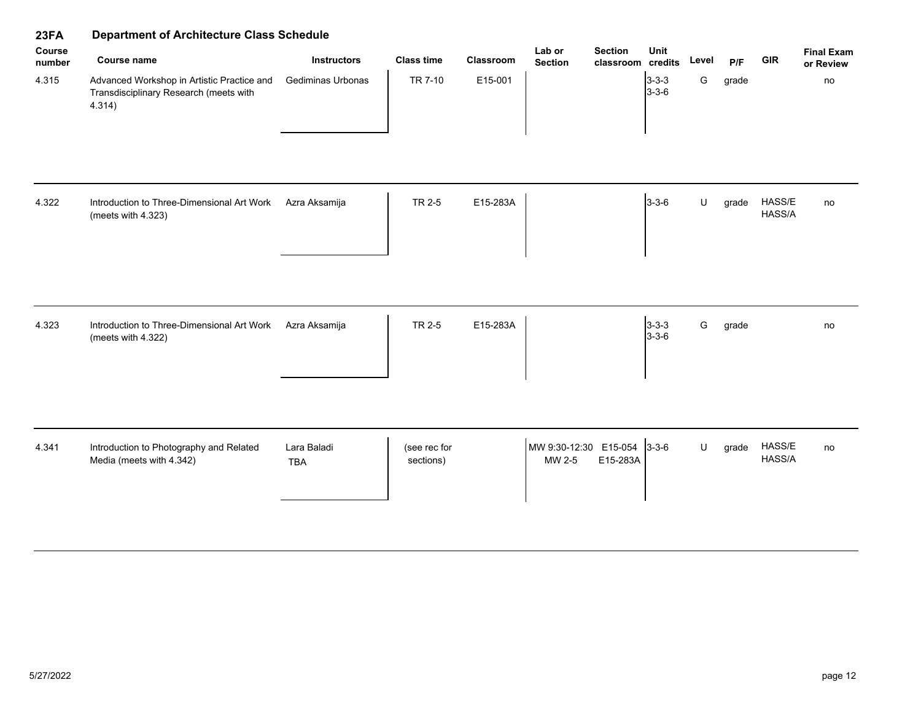## 23FA Department of Architecture Class Schedule

| Course number | Course name | Instructors | Class time | Classroom | Lab or Section | Section classroom | Unit credits | Level | P/F | GIR | Final Exam or Review |
|---|---|---|---|---|---|---|---|---|---|---|---|
| 4.315 | Advanced Workshop in Artistic Practice and Transdisciplinary Research (meets with 4.314) | Gediminas Urbonas | TR 7-10 | E15-001 | | | 3-3-3<br>3-3-6 | G | grade | | no |
| 4.322 | Introduction to Three-Dimensional Art Work (meets with 4.323) | Azra Aksamija | TR 2-5 | E15-283A | | | 3-3-6 | U | grade | HASS/E<br>HASS/A | no |
| 4.323 | Introduction to Three-Dimensional Art Work (meets with 4.322) | Azra Aksamija | TR 2-5 | E15-283A | | | 3-3-3<br>3-3-6 | G | grade | | no |
| 4.341 | Introduction to Photography and Related Media (meets with 4.342) | Lara Baladi<br>TBA | (see rec for sections) | | MW 9:30-12:30<br>MW 2-5 | E15-054<br>E15-283A | 3-3-6 | U | grade | HASS/E<br>HASS/A | no |

5/27/2022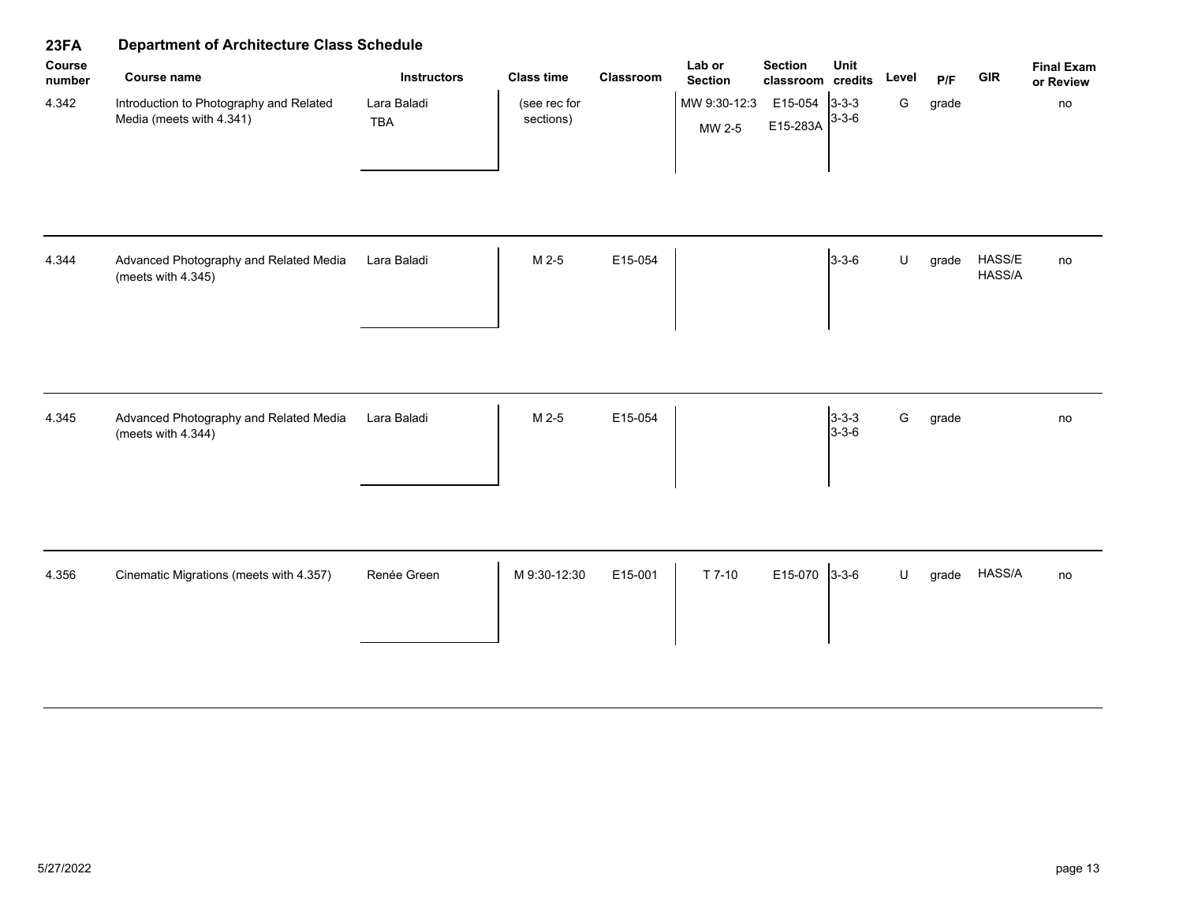## 23FA Department of Architecture Class Schedule

| Course number | Course name | Instructors | Class time | Classroom | Lab or Section | Section classroom | Unit credits | Level | P/F | GIR | Final Exam or Review |
|---|---|---|---|---|---|---|---|---|---|---|---|
| 4.342 | Introduction to Photography and Related Media (meets with 4.341) | Lara Baladi<br>TBA | (see rec for sections) | | MW 9:30-12:3<br>MW 2-5 | E15-054<br>E15-283A | 3-3-3<br>3-3-6 | G | grade | | no |
| 4.344 | Advanced Photography and Related Media (meets with 4.345) | Lara Baladi | M 2-5 | E15-054 | | | 3-3-6 | U | grade | HASS/E<br>HASS/A | no |
| 4.345 | Advanced Photography and Related Media (meets with 4.344) | Lara Baladi | M 2-5 | E15-054 | | | 3-3-3<br>3-3-6 | G | grade | | no |
| 4.356 | Cinematic Migrations (meets with 4.357) | Renée Green | M 9:30-12:30 | E15-001 | T 7-10 | E15-070 | 3-3-6 | U | grade | HASS/A | no |

5/27/2022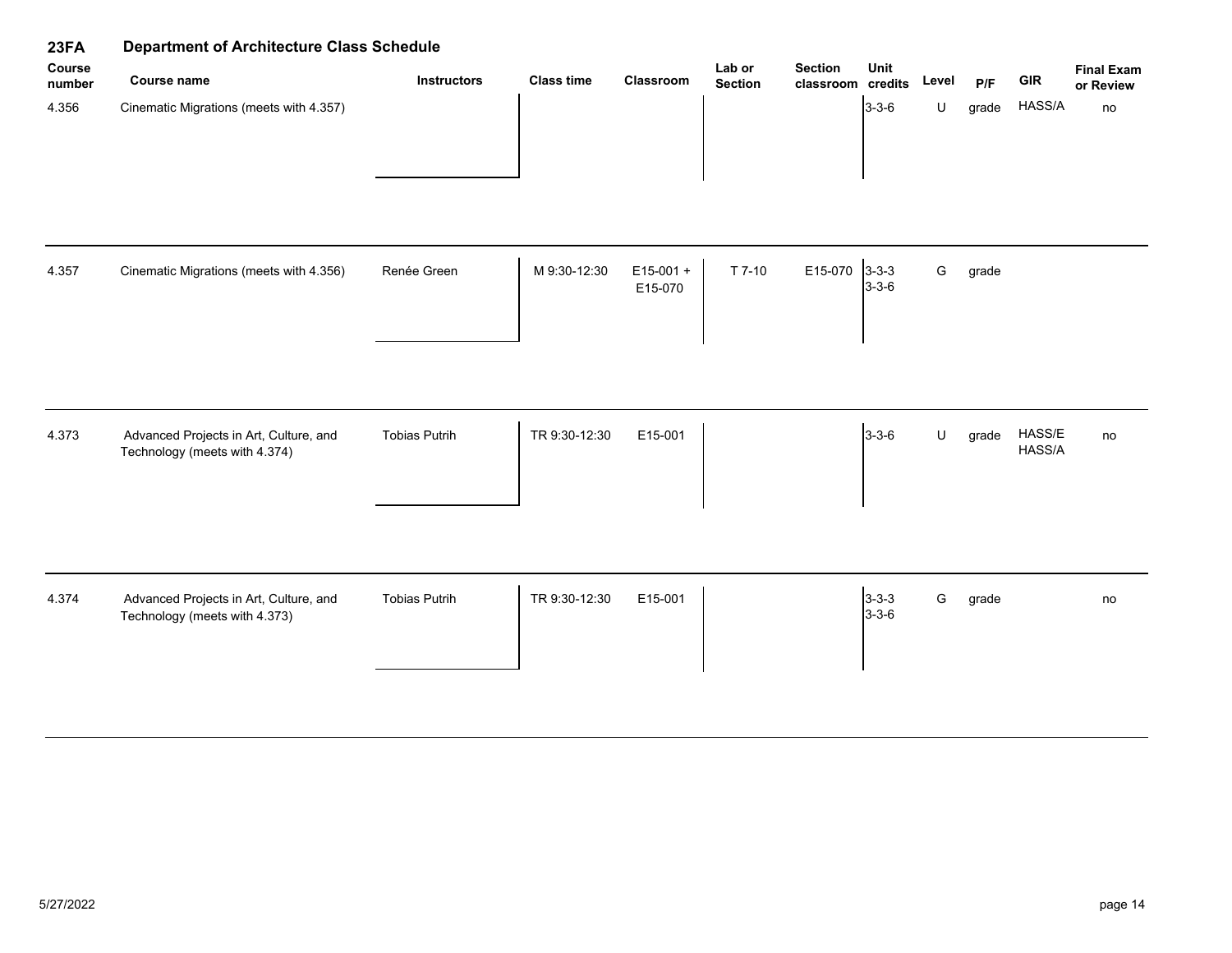# 23FA Department of Architecture Class Schedule

| Course number | Course name | Instructors | Class time | Classroom | Lab or Section | Section classroom | Unit credits | Level | P/F | GIR | Final Exam or Review |
|---|---|---|---|---|---|---|---|---|---|---|---|
| 4.356 | Cinematic Migrations (meets with 4.357) | | | | | | 3-3-6 | U | grade | HASS/A | no |
| 4.357 | Cinematic Migrations (meets with 4.356) | Renée Green | M 9:30-12:30 | E15-001 + E15-070 | T 7-10 | E15-070 | 3-3-3 3-3-6 | G | grade | | |
| 4.373 | Advanced Projects in Art, Culture, and Technology (meets with 4.374) | Tobias Putrih | TR 9:30-12:30 | E15-001 | | | 3-3-6 | U | grade | HASS/E HASS/A | no |
| 4.374 | Advanced Projects in Art, Culture, and Technology (meets with 4.373) | Tobias Putrih | TR 9:30-12:30 | E15-001 | | | 3-3-3 3-3-6 | G | grade | | no |

5/27/2022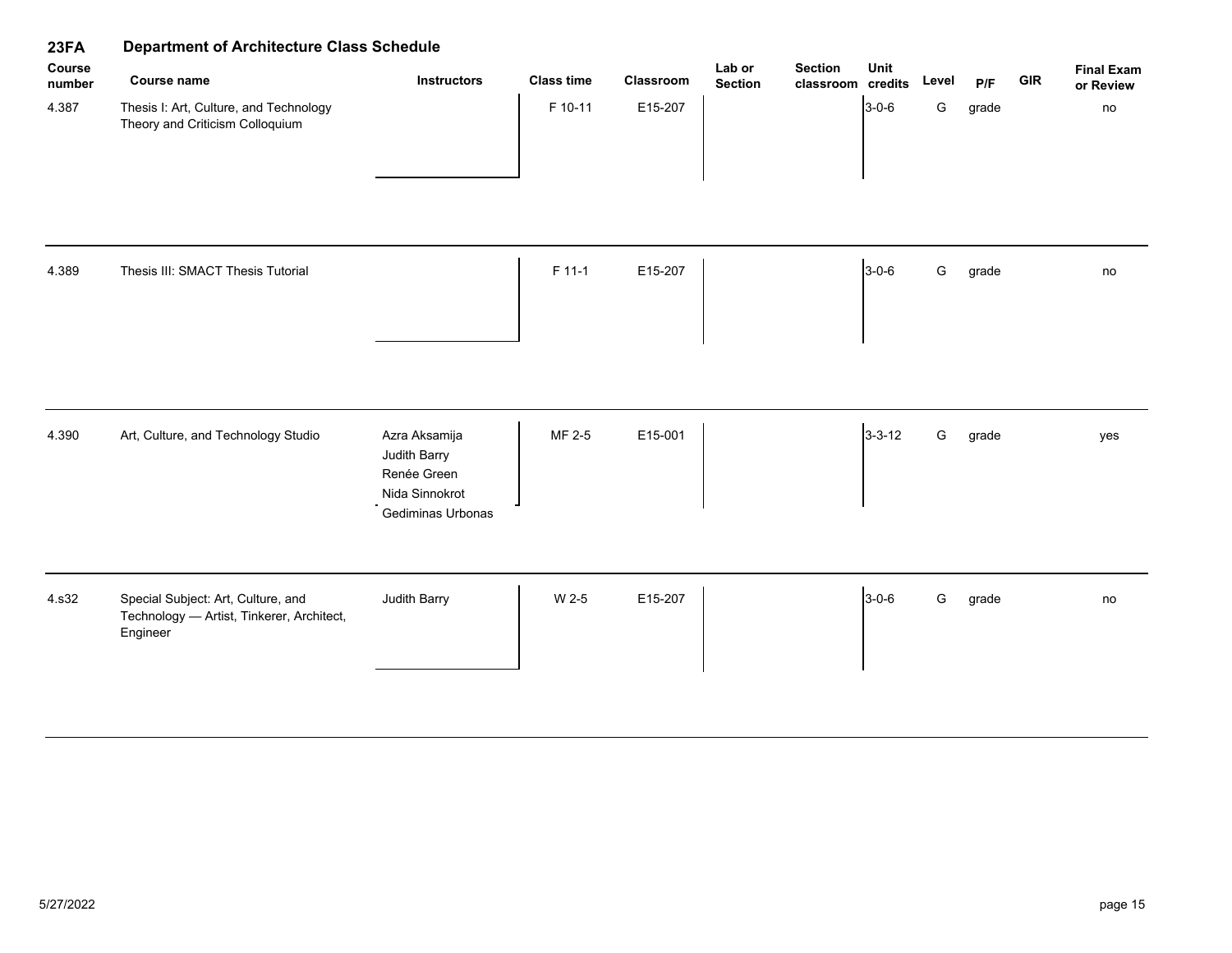## 23FA Department of Architecture Class Schedule

| Course number | Course name | Instructors | Class time | Classroom | Lab or Section | Section classroom | Unit credits | Level | P/F | GIR | Final Exam or Review |
|---|---|---|---|---|---|---|---|---|---|---|---|
| 4.387 | Thesis I: Art, Culture, and Technology Theory and Criticism Colloquium | | F 10-11 | E15-207 | | | 3-0-6 | G | grade | | no |
| 4.389 | Thesis III: SMACT Thesis Tutorial | | F 11-1 | E15-207 | | | 3-0-6 | G | grade | | no |
| 4.390 | Art, Culture, and Technology Studio | Azra Aksamija<br>Judith Barry<br>Renée Green<br>Nida Sinnokrot<br>Gediminas Urbonas | MF 2-5 | E15-001 | | | 3-3-12 | G | grade | | yes |
| 4.s32 | Special Subject: Art, Culture, and Technology — Artist, Tinkerer, Architect, Engineer | Judith Barry | W 2-5 | E15-207 | | | 3-0-6 | G | grade | | no |

5/27/2022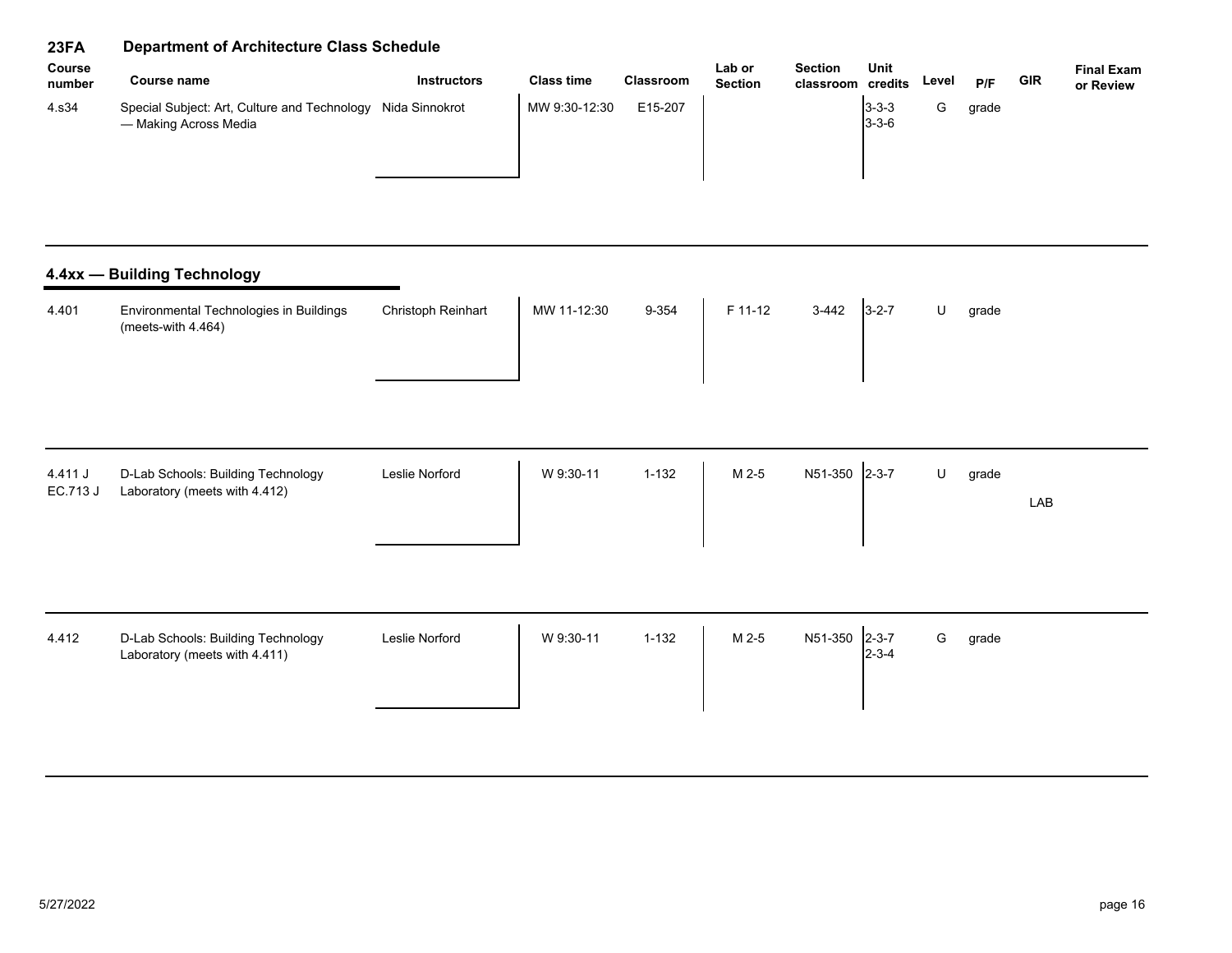## 23FA Department of Architecture Class Schedule

| Course number | Course name | Instructors | Class time | Classroom | Lab or Section | Section classroom | Unit credits | Level | P/F | GIR | Final Exam or Review |
|---|---|---|---|---|---|---|---|---|---|---|---|
| 4.s34 | Special Subject: Art, Culture and Technology — Making Across Media | Nida Sinnokrot | MW 9:30-12:30 | E15-207 | | | 3-3-3<br>3-3-6 | G | grade | | |

### 4.4xx — Building Technology

| Course number | Course name | Instructors | Class time | Classroom | Lab or Section | Section classroom | Unit credits | Level | P/F | GIR | Final Exam or Review |
|---|---|---|---|---|---|---|---|---|---|---|---|
| 4.401 | Environmental Technologies in Buildings (meets-with 4.464) | Christoph Reinhart | MW 11-12:30 | 9-354 | F 11-12 | 3-442 | 3-2-7 | U | grade | | |
| 4.411 J<br>EC.713 J | D-Lab Schools: Building Technology Laboratory (meets with 4.412) | Leslie Norford | W 9:30-11 | 1-132 | M 2-5 | N51-350 | 2-3-7 | U | grade | LAB | |
| 4.412 | D-Lab Schools: Building Technology Laboratory (meets with 4.411) | Leslie Norford | W 9:30-11 | 1-132 | M 2-5 | N51-350 | 2-3-7<br>2-3-4 | G | grade | | |

5/27/2022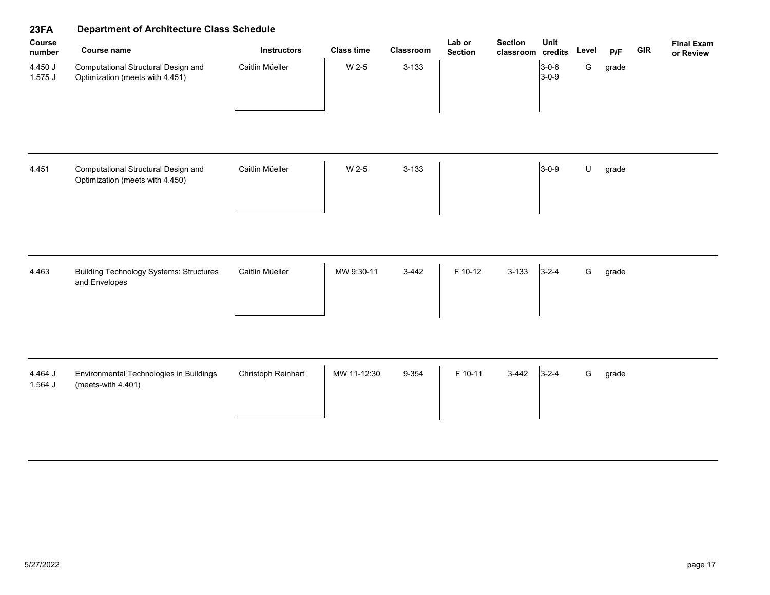# 23FA Department of Architecture Class Schedule

| Course number | Course name | Instructors | Class time | Classroom | Lab or Section | Section classroom | Unit credits | Level | P/F | GIR | Final Exam or Review |
|---|---|---|---|---|---|---|---|---|---|---|---|
| 4.450 J<br>1.575 J | Computational Structural Design and Optimization (meets with 4.451) | Caitlin Müeller | W 2-5 | 3-133 | | | 3-0-6<br>3-0-9 | G | grade | | |
| 4.451 | Computational Structural Design and Optimization (meets with 4.450) | Caitlin Müeller | W 2-5 | 3-133 | | | 3-0-9 | U | grade | | |
| 4.463 | Building Technology Systems: Structures and Envelopes | Caitlin Müeller | MW 9:30-11 | 3-442 | F 10-12 | 3-133 | 3-2-4 | G | grade | | |
| 4.464 J<br>1.564 J | Environmental Technologies in Buildings (meets-with 4.401) | Christoph Reinhart | MW 11-12:30 | 9-354 | F 10-11 | 3-442 | 3-2-4 | G | grade | | |

5/27/2022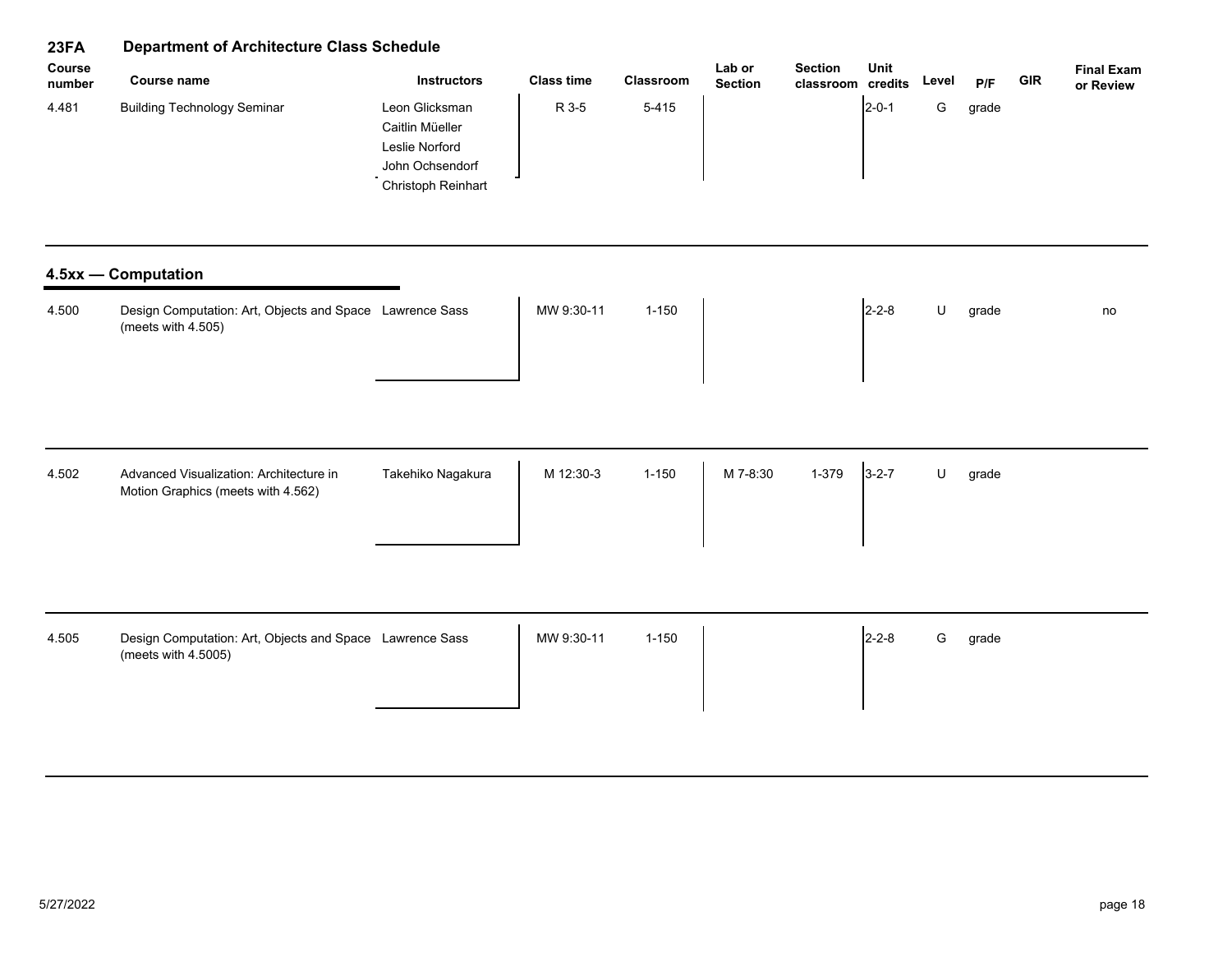**23FA Department of Architecture Class Schedule**

| Course number | Course name | Instructors | Class time | Classroom | Lab or Section | Section classroom | Unit credits | Level | P/F | GIR | Final Exam or Review |
|---|---|---|---|---|---|---|---|---|---|---|---|
| 4.481 | Building Technology Seminar | Leon Glicksman<br>Caitlin Müeller<br>Leslie Norford<br>John Ochsendorf<br>Christoph Reinhart | R 3-5 | 5-415 | | | 2-0-1 | G | grade | | |

## 4.5xx — Computation

| Course number | Course name | Instructors | Class time | Classroom | Lab or Section | Section classroom | Unit credits | Level | P/F | GIR | Final Exam or Review |
|---|---|---|---|---|---|---|---|---|---|---|---|
| 4.500 | Design Computation: Art, Objects and Space (meets with 4.505) | Lawrence Sass | MW 9:30-11 | 1-150 | | | 2-2-8 | U | grade | | no |
| 4.502 | Advanced Visualization: Architecture in Motion Graphics (meets with 4.562) | Takehiko Nagakura | M 12:30-3 | 1-150 | M 7-8:30 | 1-379 | 3-2-7 | U | grade | | |
| 4.505 | Design Computation: Art, Objects and Space (meets with 4.5005) | Lawrence Sass | MW 9:30-11 | 1-150 | | | 2-2-8 | G | grade | | |

5/27/2022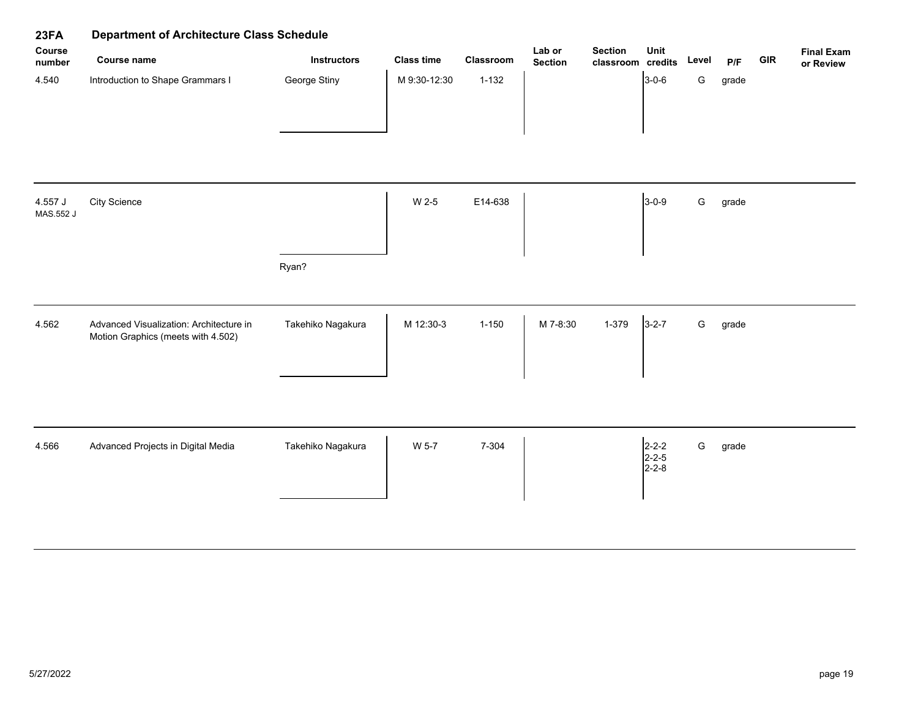## 23FA Department of Architecture Class Schedule

| Course number | Course name | Instructors | Class time | Classroom | Lab or Section | Section classroom | Unit credits | Level | P/F | GIR | Final Exam or Review |
|---|---|---|---|---|---|---|---|---|---|---|---|
| 4.540 | Introduction to Shape Grammars I | George Stiny | M 9:30-12:30 | 1-132 | | | 3-0-6 | G | grade | | |
| 4.557 J<br>MAS.552 J | City Science | Ryan? | W 2-5 | E14-638 | | | 3-0-9 | G | grade | | |
| 4.562 | Advanced Visualization: Architecture in Motion Graphics (meets with 4.502) | Takehiko Nagakura | M 12:30-3 | 1-150 | M 7-8:30 | 1-379 | 3-2-7 | G | grade | | |
| 4.566 | Advanced Projects in Digital Media | Takehiko Nagakura | W 5-7 | 7-304 | | | 2-2-2<br>2-2-5<br>2-2-8 | G | grade | | |

5/27/2022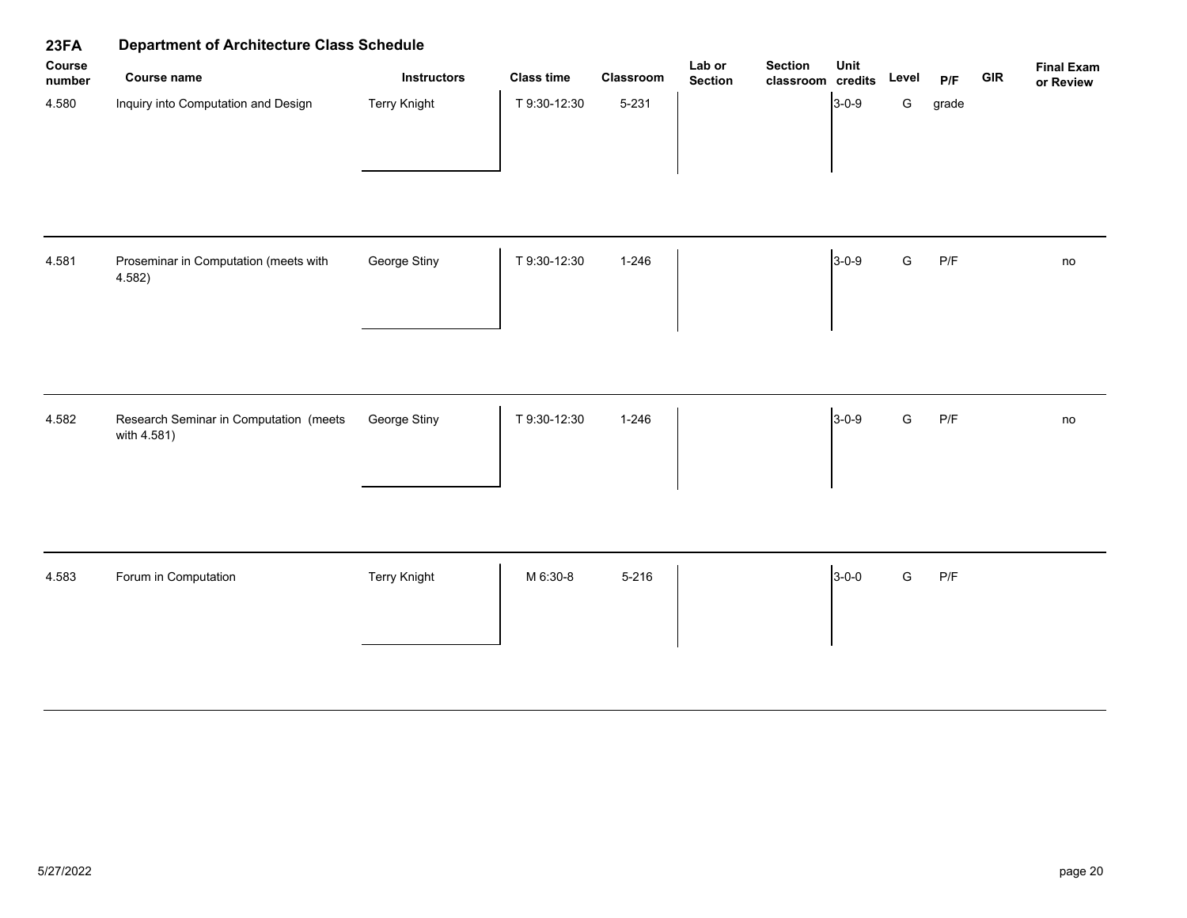# 23FA Department of Architecture Class Schedule

| Course number | Course name | Instructors | Class time | Classroom | Lab or Section | Section classroom | Unit credits | Level | P/F | GIR | Final Exam or Review |
|---|---|---|---|---|---|---|---|---|---|---|---|
| 4.580 | Inquiry into Computation and Design | Terry Knight | T 9:30-12:30 | 5-231 | | | 3-0-9 | G | grade | | |
| 4.581 | Proseminar in Computation (meets with 4.582) | George Stiny | T 9:30-12:30 | 1-246 | | | 3-0-9 | G | P/F | | no |
| 4.582 | Research Seminar in Computation (meets with 4.581) | George Stiny | T 9:30-12:30 | 1-246 | | | 3-0-9 | G | P/F | | no |
| 4.583 | Forum in Computation | Terry Knight | M 6:30-8 | 5-216 | | | 3-0-0 | G | P/F | | |

5/27/2022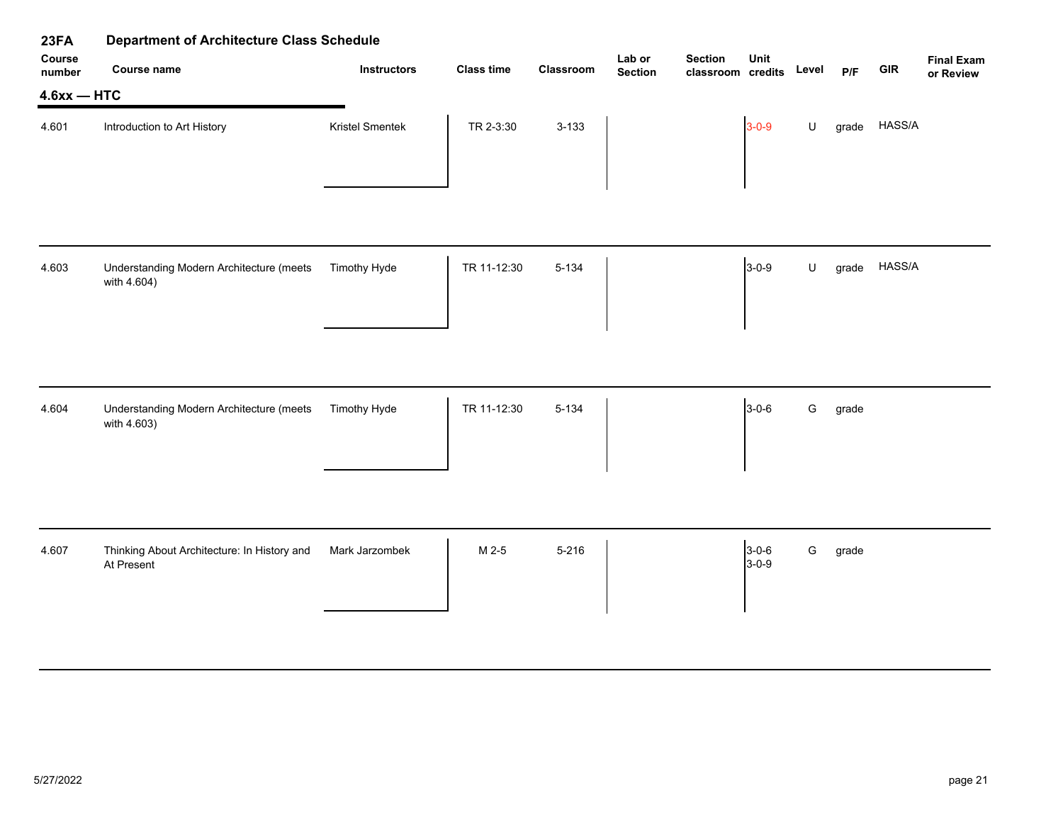# 23FA Department of Architecture Class Schedule

## 4.6xx — HTC

| Course number | Course name | Instructors | Class time | Classroom | Lab or Section | Section classroom | Unit credits | Level | P/F | GIR | Final Exam or Review |
|---|---|---|---|---|---|---|---|---|---|---|---|
| 4.601 | Introduction to Art History | Kristel Smentek | TR 2-3:30 | 3-133 | | | 3-0-9 | U | grade | HASS/A | |
| 4.603 | Understanding Modern Architecture (meets with 4.604) | Timothy Hyde | TR 11-12:30 | 5-134 | | | 3-0-9 | U | grade | HASS/A | |
| 4.604 | Understanding Modern Architecture (meets with 4.603) | Timothy Hyde | TR 11-12:30 | 5-134 | | | 3-0-6 | G | grade | | |
| 4.607 | Thinking About Architecture: In History and At Present | Mark Jarzombek | M 2-5 | 5-216 | | | 3-0-6<br>3-0-9 | G | grade | | |

5/27/2022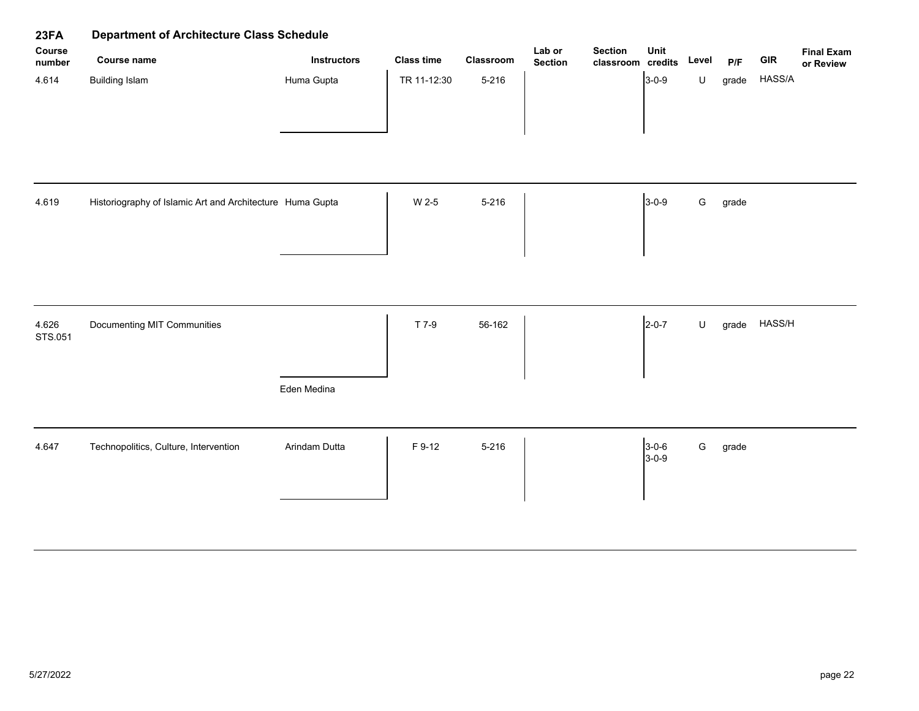## 23FA Department of Architecture Class Schedule

| Course number | Course name | Instructors | Class time | Classroom | Lab or Section | Section classroom | Unit credits | Level | P/F | GIR | Final Exam or Review |
|---|---|---|---|---|---|---|---|---|---|---|---|
| 4.614 | Building Islam | Huma Gupta | TR 11-12:30 | 5-216 | | | 3-0-9 | U | grade | HASS/A | |
| 4.619 | Historiography of Islamic Art and Architecture | Huma Gupta | W 2-5 | 5-216 | | | 3-0-9 | G | grade | | |
| 4.626 STS.051 | Documenting MIT Communities | Eden Medina | T 7-9 | 56-162 | | | 2-0-7 | U | grade | HASS/H | |
| 4.647 | Technopolitics, Culture, Intervention | Arindam Dutta | F 9-12 | 5-216 | | | 3-0-6 3-0-9 | G | grade | | |

5/27/2022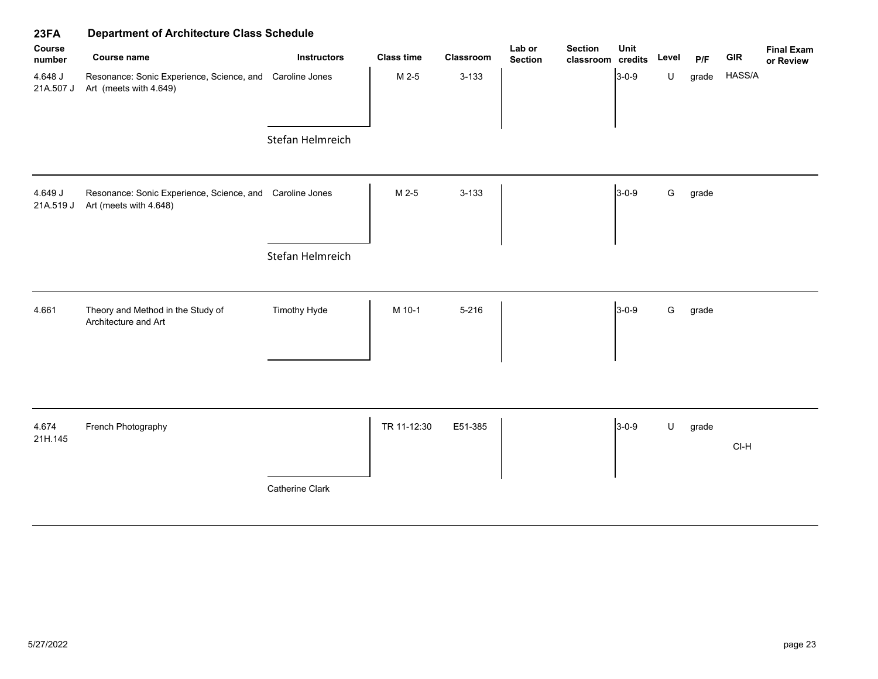# 23FA Department of Architecture Class Schedule

| Course number | Course name | Instructors | Class time | Classroom | Lab or Section | Section classroom | Unit credits | Level | P/F | GIR | Final Exam or Review |
|---|---|---|---|---|---|---|---|---|---|---|---|
| 4.648 J<br>21A.507 J | Resonance: Sonic Experience, Science, and Art (meets with 4.649) | Caroline Jones<br>Stefan Helmreich | M 2-5 | 3-133 | | | 3-0-9 | U | grade | HASS/A | |
| 4.649 J<br>21A.519 J | Resonance: Sonic Experience, Science, and Art (meets with 4.648) | Caroline Jones<br>Stefan Helmreich | M 2-5 | 3-133 | | | 3-0-9 | G | grade | | |
| 4.661 | Theory and Method in the Study of Architecture and Art | Timothy Hyde | M 10-1 | 5-216 | | | 3-0-9 | G | grade | | |
| 4.674<br>21H.145 | French Photography | Catherine Clark | TR 11-12:30 | E51-385 | | | 3-0-9 | U | grade | CI-H | |

5/27/2022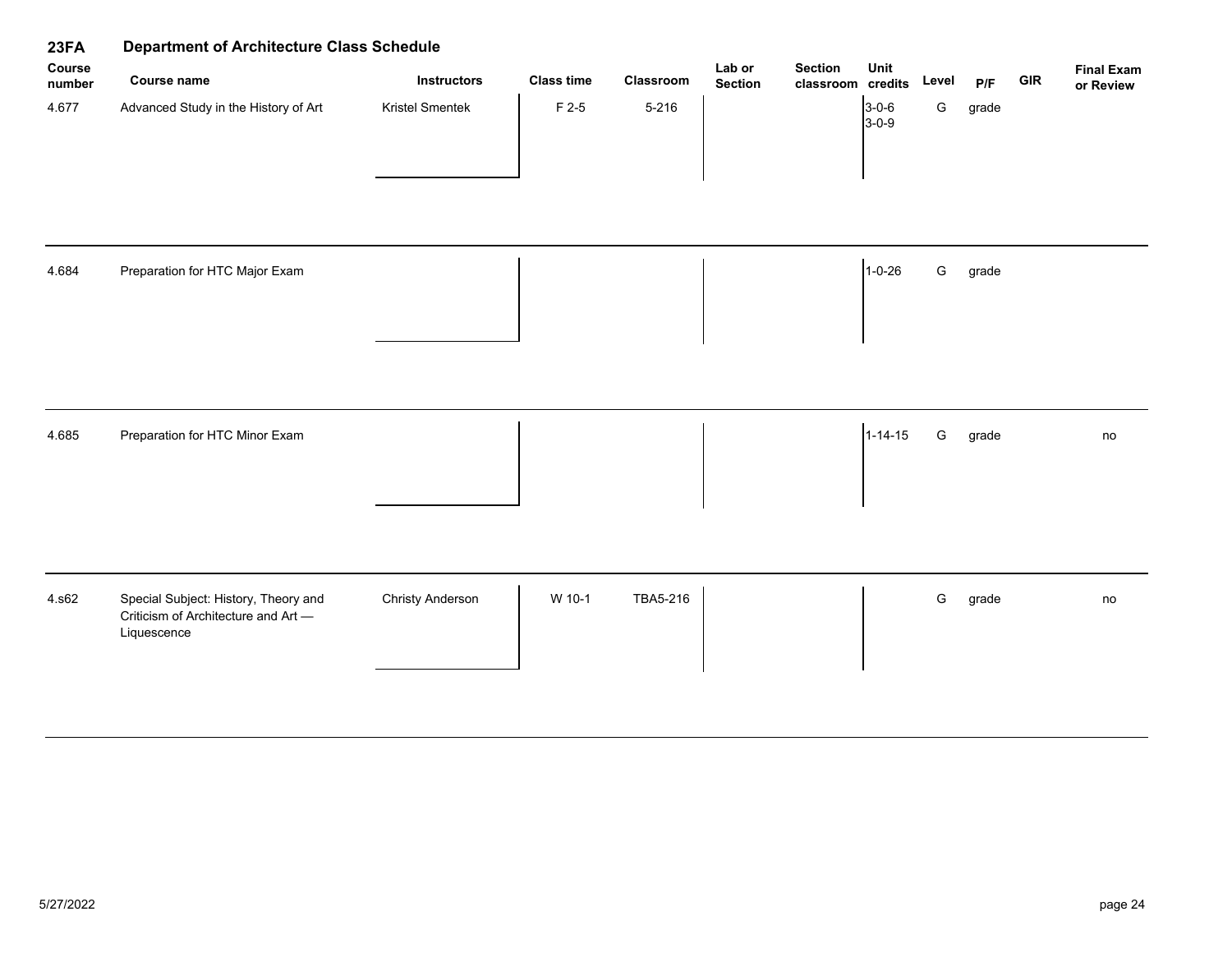**23FA Department of Architecture Class Schedule**

| Course number | Course name | Instructors | Class time | Classroom | Lab or Section | Section classroom | Unit credits | Level | P/F | GIR | Final Exam or Review |
|---|---|---|---|---|---|---|---|---|---|---|---|
| 4.677 | Advanced Study in the History of Art | Kristel Smentek | F 2-5 | 5-216 | | | 3-0-6<br>3-0-9 | G | grade | | |
| 4.684 | Preparation for HTC Major Exam | | | | | | 1-0-26 | G | grade | | |
| 4.685 | Preparation for HTC Minor Exam | | | | | | 1-14-15 | G | grade | | no |
| 4.s62 | Special Subject: History, Theory and Criticism of Architecture and Art — Liquescence | Christy Anderson | W 10-1 | TBA5-216 | | | | G | grade | | no |

5/27/2022